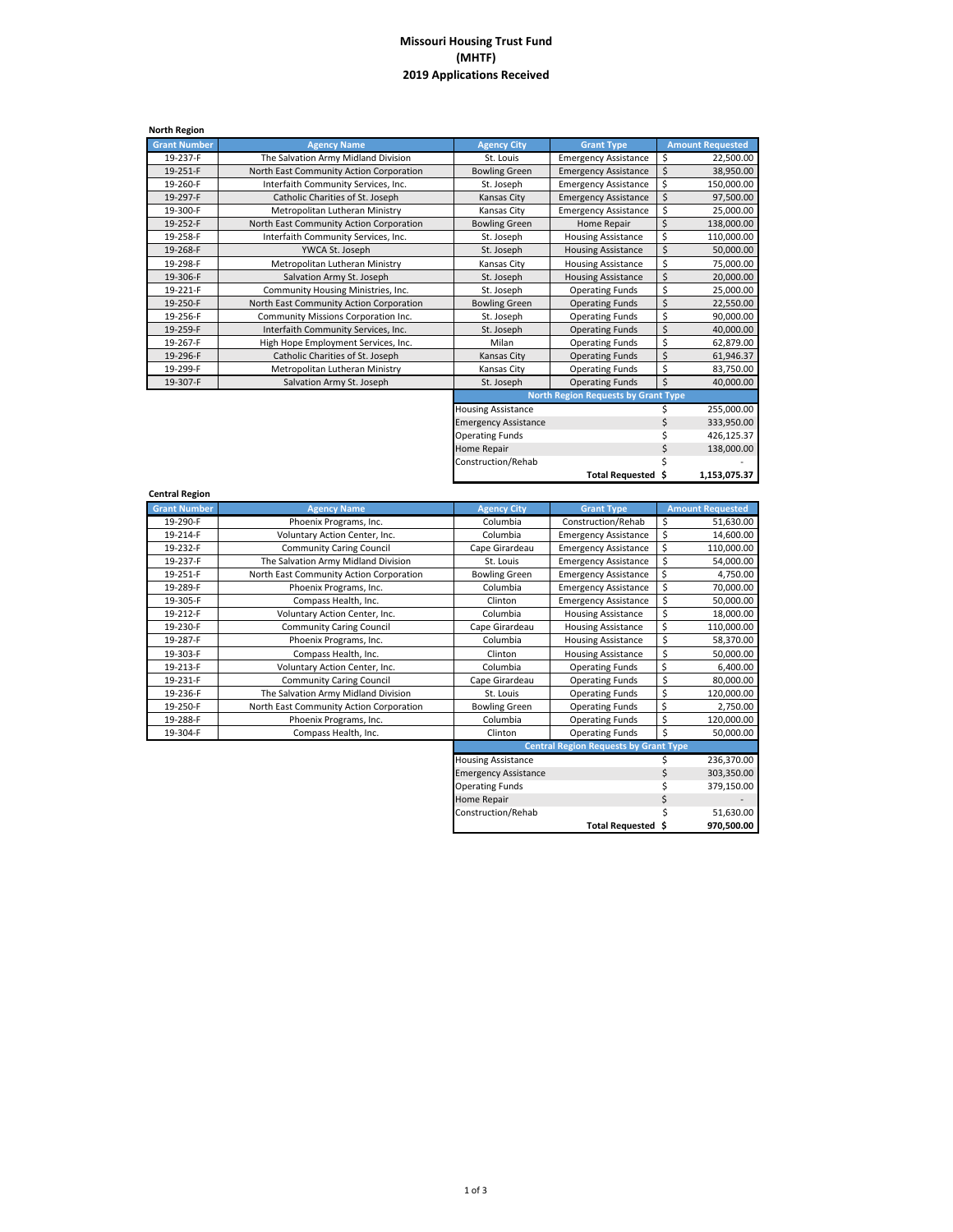# Missouri Housing Trust Fund
# (MHTF)
# 2019 Applications Received

**North Region**

| Grant Number | Agency Name | Agency City | Grant Type | Amount Requested |
|---|---|---|---|---|
| 19-237-F | The Salvation Army Midland Division | St. Louis | Emergency Assistance | $ 22,500.00 |
| 19-251-F | North East Community Action Corporation | Bowling Green | Emergency Assistance | $ 38,950.00 |
| 19-260-F | Interfaith Community Services, Inc. | St. Joseph | Emergency Assistance | $ 150,000.00 |
| 19-297-F | Catholic Charities of St. Joseph | Kansas City | Emergency Assistance | $ 97,500.00 |
| 19-300-F | Metropolitan Lutheran Ministry | Kansas City | Emergency Assistance | $ 25,000.00 |
| 19-252-F | North East Community Action Corporation | Bowling Green | Home Repair | $ 138,000.00 |
| 19-258-F | Interfaith Community Services, Inc. | St. Joseph | Housing Assistance | $ 110,000.00 |
| 19-268-F | YWCA St. Joseph | St. Joseph | Housing Assistance | $ 50,000.00 |
| 19-298-F | Metropolitan Lutheran Ministry | Kansas City | Housing Assistance | $ 75,000.00 |
| 19-306-F | Salvation Army St. Joseph | St. Joseph | Housing Assistance | $ 20,000.00 |
| 19-221-F | Community Housing Ministries, Inc. | St. Joseph | Operating Funds | $ 25,000.00 |
| 19-250-F | North East Community Action Corporation | Bowling Green | Operating Funds | $ 22,550.00 |
| 19-256-F | Community Missions Corporation Inc. | St. Joseph | Operating Funds | $ 90,000.00 |
| 19-259-F | Interfaith Community Services, Inc. | St. Joseph | Operating Funds | $ 40,000.00 |
| 19-267-F | High Hope Employment Services, Inc. | Milan | Operating Funds | $ 62,879.00 |
| 19-296-F | Catholic Charities of St. Joseph | Kansas City | Operating Funds | $ 61,946.37 |
| 19-299-F | Metropolitan Lutheran Ministry | Kansas City | Operating Funds | $ 83,750.00 |
| 19-307-F | Salvation Army St. Joseph | St. Joseph | Operating Funds | $ 40,000.00 |

| North Region Requests by Grant Type | |
|---|---|
| Housing Assistance | $ 255,000.00 |
| Emergency Assistance | $ 333,950.00 |
| Operating Funds | $ 426,125.37 |
| Home Repair | $ 138,000.00 |
| Construction/Rehab | $ - |
| **Total Requested** | **$ 1,153,075.37** |

**Central Region**

| Grant Number | Agency Name | Agency City | Grant Type | Amount Requested |
|---|---|---|---|---|
| 19-290-F | Phoenix Programs, Inc. | Columbia | Construction/Rehab | $ 51,630.00 |
| 19-214-F | Voluntary Action Center, Inc. | Columbia | Emergency Assistance | $ 14,600.00 |
| 19-232-F | Community Caring Council | Cape Girardeau | Emergency Assistance | $ 110,000.00 |
| 19-237-F | The Salvation Army Midland Division | St. Louis | Emergency Assistance | $ 54,000.00 |
| 19-251-F | North East Community Action Corporation | Bowling Green | Emergency Assistance | $ 4,750.00 |
| 19-289-F | Phoenix Programs, Inc. | Columbia | Emergency Assistance | $ 70,000.00 |
| 19-305-F | Compass Health, Inc. | Clinton | Emergency Assistance | $ 50,000.00 |
| 19-212-F | Voluntary Action Center, Inc. | Columbia | Housing Assistance | $ 18,000.00 |
| 19-230-F | Community Caring Council | Cape Girardeau | Housing Assistance | $ 110,000.00 |
| 19-287-F | Phoenix Programs, Inc. | Columbia | Housing Assistance | $ 58,370.00 |
| 19-303-F | Compass Health, Inc. | Clinton | Housing Assistance | $ 50,000.00 |
| 19-213-F | Voluntary Action Center, Inc. | Columbia | Operating Funds | $ 6,400.00 |
| 19-231-F | Community Caring Council | Cape Girardeau | Operating Funds | $ 80,000.00 |
| 19-236-F | The Salvation Army Midland Division | St. Louis | Operating Funds | $ 120,000.00 |
| 19-250-F | North East Community Action Corporation | Bowling Green | Operating Funds | $ 2,750.00 |
| 19-288-F | Phoenix Programs, Inc. | Columbia | Operating Funds | $ 120,000.00 |
| 19-304-F | Compass Health, Inc. | Clinton | Operating Funds | $ 50,000.00 |

| Central Region Requests by Grant Type | |
|---|---|
| Housing Assistance | $ 236,370.00 |
| Emergency Assistance | $ 303,350.00 |
| Operating Funds | $ 379,150.00 |
| Home Repair | $ - |
| Construction/Rehab | $ 51,630.00 |
| **Total Requested** | **$ 970,500.00** |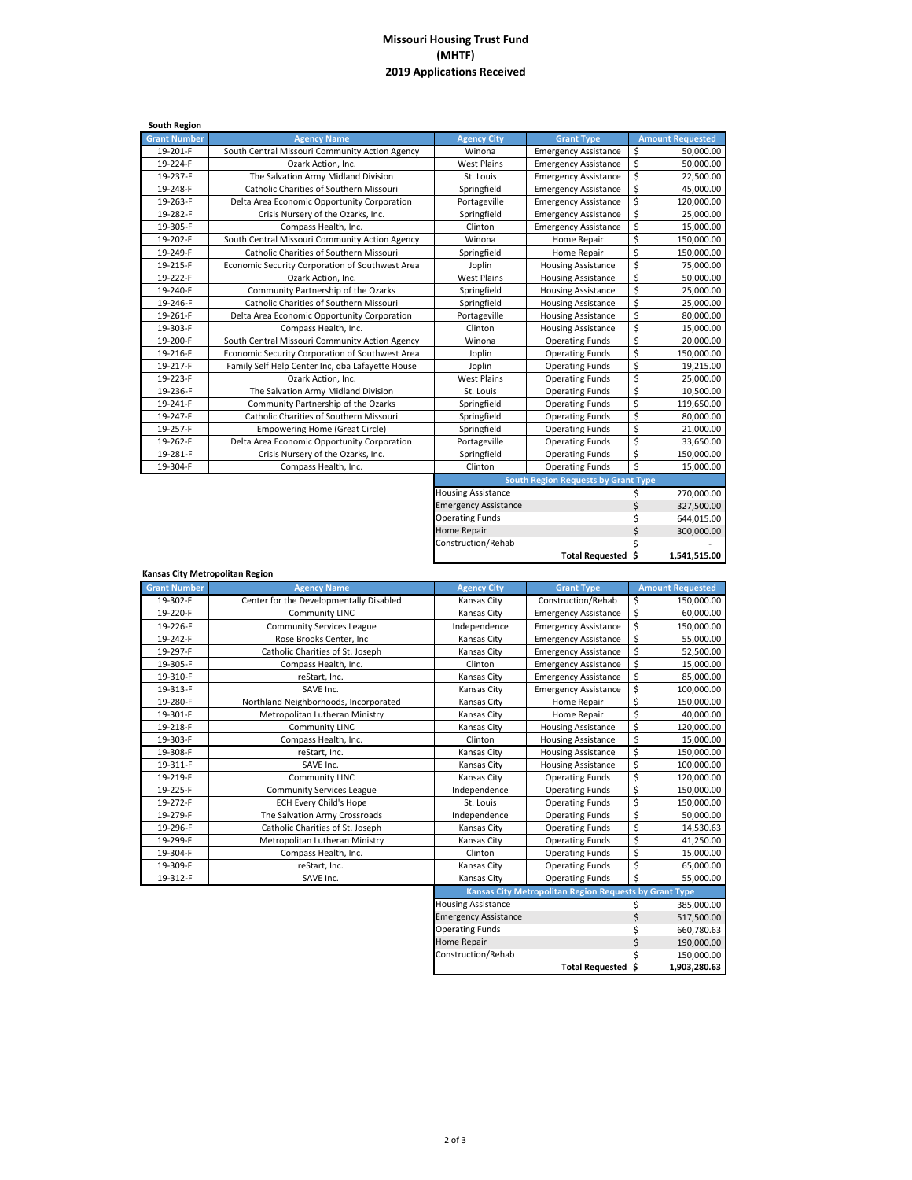# Missouri Housing Trust Fund
# (MHTF)
# 2019 Applications Received

**South Region**

| Grant Number | Agency Name | Agency City | Grant Type | Amount Requested |
|---|---|---|---|---|
| 19-201-F | South Central Missouri Community Action Agency | Winona | Emergency Assistance | $ 50,000.00 |
| 19-224-F | Ozark Action, Inc. | West Plains | Emergency Assistance | $ 50,000.00 |
| 19-237-F | The Salvation Army Midland Division | St. Louis | Emergency Assistance | $ 22,500.00 |
| 19-248-F | Catholic Charities of Southern Missouri | Springfield | Emergency Assistance | $ 45,000.00 |
| 19-263-F | Delta Area Economic Opportunity Corporation | Portageville | Emergency Assistance | $ 120,000.00 |
| 19-282-F | Crisis Nursery of the Ozarks, Inc. | Springfield | Emergency Assistance | $ 25,000.00 |
| 19-305-F | Compass Health, Inc. | Clinton | Emergency Assistance | $ 15,000.00 |
| 19-202-F | South Central Missouri Community Action Agency | Winona | Home Repair | $ 150,000.00 |
| 19-249-F | Catholic Charities of Southern Missouri | Springfield | Home Repair | $ 150,000.00 |
| 19-215-F | Economic Security Corporation of Southwest Area | Joplin | Housing Assistance | $ 75,000.00 |
| 19-222-F | Ozark Action, Inc. | West Plains | Housing Assistance | $ 50,000.00 |
| 19-240-F | Community Partnership of the Ozarks | Springfield | Housing Assistance | $ 25,000.00 |
| 19-246-F | Catholic Charities of Southern Missouri | Springfield | Housing Assistance | $ 25,000.00 |
| 19-261-F | Delta Area Economic Opportunity Corporation | Portageville | Housing Assistance | $ 80,000.00 |
| 19-303-F | Compass Health, Inc. | Clinton | Housing Assistance | $ 15,000.00 |
| 19-200-F | South Central Missouri Community Action Agency | Winona | Operating Funds | $ 20,000.00 |
| 19-216-F | Economic Security Corporation of Southwest Area | Joplin | Operating Funds | $ 150,000.00 |
| 19-217-F | Family Self Help Center Inc, dba Lafayette House | Joplin | Operating Funds | $ 19,215.00 |
| 19-223-F | Ozark Action, Inc. | West Plains | Operating Funds | $ 25,000.00 |
| 19-236-F | The Salvation Army Midland Division | St. Louis | Operating Funds | $ 10,500.00 |
| 19-241-F | Community Partnership of the Ozarks | Springfield | Operating Funds | $ 119,650.00 |
| 19-247-F | Catholic Charities of Southern Missouri | Springfield | Operating Funds | $ 80,000.00 |
| 19-257-F | Empowering Home (Great Circle) | Springfield | Operating Funds | $ 21,000.00 |
| 19-262-F | Delta Area Economic Opportunity Corporation | Portageville | Operating Funds | $ 33,650.00 |
| 19-281-F | Crisis Nursery of the Ozarks, Inc. | Springfield | Operating Funds | $ 150,000.00 |
| 19-304-F | Compass Health, Inc. | Clinton | Operating Funds | $ 15,000.00 |

| South Region Requests by Grant Type | |
|---|---|
| Housing Assistance | $ 270,000.00 |
| Emergency Assistance | $ 327,500.00 |
| Operating Funds | $ 644,015.00 |
| Home Repair | $ 300,000.00 |
| Construction/Rehab | $ - |
| **Total Requested** | **$ 1,541,515.00** |

**Kansas City Metropolitan Region**

| Grant Number | Agency Name | Agency City | Grant Type | Amount Requested |
|---|---|---|---|---|
| 19-302-F | Center for the Developmentally Disabled | Kansas City | Construction/Rehab | $ 150,000.00 |
| 19-220-F | Community LINC | Kansas City | Emergency Assistance | $ 60,000.00 |
| 19-226-F | Community Services League | Independence | Emergency Assistance | $ 150,000.00 |
| 19-242-F | Rose Brooks Center, Inc | Kansas City | Emergency Assistance | $ 55,000.00 |
| 19-297-F | Catholic Charities of St. Joseph | Kansas City | Emergency Assistance | $ 52,500.00 |
| 19-305-F | Compass Health, Inc. | Clinton | Emergency Assistance | $ 15,000.00 |
| 19-310-F | reStart, Inc. | Kansas City | Emergency Assistance | $ 85,000.00 |
| 19-313-F | SAVE Inc. | Kansas City | Emergency Assistance | $ 100,000.00 |
| 19-280-F | Northland Neighborhoods, Incorporated | Kansas City | Home Repair | $ 150,000.00 |
| 19-301-F | Metropolitan Lutheran Ministry | Kansas City | Home Repair | $ 40,000.00 |
| 19-218-F | Community LINC | Kansas City | Housing Assistance | $ 120,000.00 |
| 19-303-F | Compass Health, Inc. | Clinton | Housing Assistance | $ 15,000.00 |
| 19-308-F | reStart, Inc. | Kansas City | Housing Assistance | $ 150,000.00 |
| 19-311-F | SAVE Inc. | Kansas City | Housing Assistance | $ 100,000.00 |
| 19-219-F | Community LINC | Kansas City | Operating Funds | $ 120,000.00 |
| 19-225-F | Community Services League | Independence | Operating Funds | $ 150,000.00 |
| 19-272-F | ECH Every Child's Hope | St. Louis | Operating Funds | $ 150,000.00 |
| 19-279-F | The Salvation Army Crossroads | Independence | Operating Funds | $ 50,000.00 |
| 19-296-F | Catholic Charities of St. Joseph | Kansas City | Operating Funds | $ 14,530.63 |
| 19-299-F | Metropolitan Lutheran Ministry | Kansas City | Operating Funds | $ 41,250.00 |
| 19-304-F | Compass Health, Inc. | Clinton | Operating Funds | $ 15,000.00 |
| 19-309-F | reStart, Inc. | Kansas City | Operating Funds | $ 65,000.00 |
| 19-312-F | SAVE Inc. | Kansas City | Operating Funds | $ 55,000.00 |

| Kansas City Metropolitan Region Requests by Grant Type | |
|---|---|
| Housing Assistance | $ 385,000.00 |
| Emergency Assistance | $ 517,500.00 |
| Operating Funds | $ 660,780.63 |
| Home Repair | $ 190,000.00 |
| Construction/Rehab | $ 150,000.00 |
| **Total Requested** | **$ 1,903,280.63** |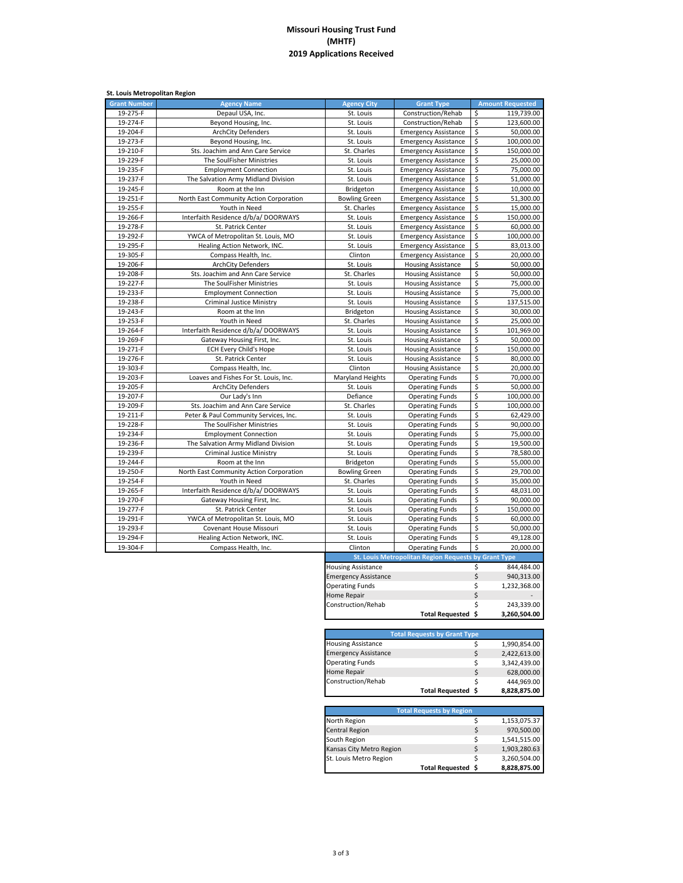# Missouri Housing Trust Fund
# (MHTF)
# 2019 Applications Received

**St. Louis Metropolitan Region**

| Grant Number | Agency Name | Agency City | Grant Type | Amount Requested |
|---|---|---|---|---|
| 19-275-F | Depaul USA, Inc. | St. Louis | Construction/Rehab | $ 119,739.00 |
| 19-274-F | Beyond Housing, Inc. | St. Louis | Construction/Rehab | $ 123,600.00 |
| 19-204-F | ArchCity Defenders | St. Louis | Emergency Assistance | $ 50,000.00 |
| 19-273-F | Beyond Housing, Inc. | St. Louis | Emergency Assistance | $ 100,000.00 |
| 19-210-F | Sts. Joachim and Ann Care Service | St. Charles | Emergency Assistance | $ 150,000.00 |
| 19-229-F | The SoulFisher Ministries | St. Louis | Emergency Assistance | $ 25,000.00 |
| 19-235-F | Employment Connection | St. Louis | Emergency Assistance | $ 75,000.00 |
| 19-237-F | The Salvation Army Midland Division | St. Louis | Emergency Assistance | $ 51,000.00 |
| 19-245-F | Room at the Inn | Bridgeton | Emergency Assistance | $ 10,000.00 |
| 19-251-F | North East Community Action Corporation | Bowling Green | Emergency Assistance | $ 51,300.00 |
| 19-255-F | Youth in Need | St. Charles | Emergency Assistance | $ 15,000.00 |
| 19-266-F | Interfaith Residence d/b/a/ DOORWAYS | St. Louis | Emergency Assistance | $ 150,000.00 |
| 19-278-F | St. Patrick Center | St. Louis | Emergency Assistance | $ 60,000.00 |
| 19-292-F | YWCA of Metropolitan St. Louis, MO | St. Louis | Emergency Assistance | $ 100,000.00 |
| 19-295-F | Healing Action Network, INC. | St. Louis | Emergency Assistance | $ 83,013.00 |
| 19-305-F | Compass Health, Inc. | Clinton | Emergency Assistance | $ 20,000.00 |
| 19-206-F | ArchCity Defenders | St. Louis | Housing Assistance | $ 50,000.00 |
| 19-208-F | Sts. Joachim and Ann Care Service | St. Charles | Housing Assistance | $ 50,000.00 |
| 19-227-F | The SoulFisher Ministries | St. Louis | Housing Assistance | $ 75,000.00 |
| 19-233-F | Employment Connection | St. Louis | Housing Assistance | $ 75,000.00 |
| 19-238-F | Criminal Justice Ministry | St. Louis | Housing Assistance | $ 137,515.00 |
| 19-243-F | Room at the Inn | Bridgeton | Housing Assistance | $ 30,000.00 |
| 19-253-F | Youth in Need | St. Charles | Housing Assistance | $ 25,000.00 |
| 19-264-F | Interfaith Residence d/b/a/ DOORWAYS | St. Louis | Housing Assistance | $ 101,969.00 |
| 19-269-F | Gateway Housing First, Inc. | St. Louis | Housing Assistance | $ 50,000.00 |
| 19-271-F | ECH Every Child's Hope | St. Louis | Housing Assistance | $ 150,000.00 |
| 19-276-F | St. Patrick Center | St. Louis | Housing Assistance | $ 80,000.00 |
| 19-303-F | Compass Health, Inc. | Clinton | Housing Assistance | $ 20,000.00 |
| 19-203-F | Loaves and Fishes For St. Louis, Inc. | Maryland Heights | Operating Funds | $ 70,000.00 |
| 19-205-F | ArchCity Defenders | St. Louis | Operating Funds | $ 50,000.00 |
| 19-207-F | Our Lady's Inn | Defiance | Operating Funds | $ 100,000.00 |
| 19-209-F | Sts. Joachim and Ann Care Service | St. Charles | Operating Funds | $ 100,000.00 |
| 19-211-F | Peter & Paul Community Services, Inc. | St. Louis | Operating Funds | $ 62,429.00 |
| 19-228-F | The SoulFisher Ministries | St. Louis | Operating Funds | $ 90,000.00 |
| 19-234-F | Employment Connection | St. Louis | Operating Funds | $ 75,000.00 |
| 19-236-F | The Salvation Army Midland Division | St. Louis | Operating Funds | $ 19,500.00 |
| 19-239-F | Criminal Justice Ministry | St. Louis | Operating Funds | $ 78,580.00 |
| 19-244-F | Room at the Inn | Bridgeton | Operating Funds | $ 55,000.00 |
| 19-250-F | North East Community Action Corporation | Bowling Green | Operating Funds | $ 29,700.00 |
| 19-254-F | Youth in Need | St. Charles | Operating Funds | $ 35,000.00 |
| 19-265-F | Interfaith Residence d/b/a/ DOORWAYS | St. Louis | Operating Funds | $ 48,031.00 |
| 19-270-F | Gateway Housing First, Inc. | St. Louis | Operating Funds | $ 90,000.00 |
| 19-277-F | St. Patrick Center | St. Louis | Operating Funds | $ 150,000.00 |
| 19-291-F | YWCA of Metropolitan St. Louis, MO | St. Louis | Operating Funds | $ 60,000.00 |
| 19-293-F | Covenant House Missouri | St. Louis | Operating Funds | $ 50,000.00 |
| 19-294-F | Healing Action Network, INC. | St. Louis | Operating Funds | $ 49,128.00 |
| 19-304-F | Compass Health, Inc. | Clinton | Operating Funds | $ 20,000.00 |

| St. Louis Metropolitan Region Requests by Grant Type | |
|---|---|
| Housing Assistance | $ 844,484.00 |
| Emergency Assistance | $ 940,313.00 |
| Operating Funds | $ 1,232,368.00 |
| Home Repair | $ - |
| Construction/Rehab | $ 243,339.00 |
| **Total Requested** | **$ 3,260,504.00** |

| Total Requests by Grant Type | |
|---|---|
| Housing Assistance | $ 1,990,854.00 |
| Emergency Assistance | $ 2,422,613.00 |
| Operating Funds | $ 3,342,439.00 |
| Home Repair | $ 628,000.00 |
| Construction/Rehab | $ 444,969.00 |
| **Total Requested** | **$ 8,828,875.00** |

| Total Requests by Region | |
|---|---|
| North Region | $ 1,153,075.37 |
| Central Region | $ 970,500.00 |
| South Region | $ 1,541,515.00 |
| Kansas City Metro Region | $ 1,903,280.63 |
| St. Louis Metro Region | $ 3,260,504.00 |
| **Total Requested** | **$ 8,828,875.00** |